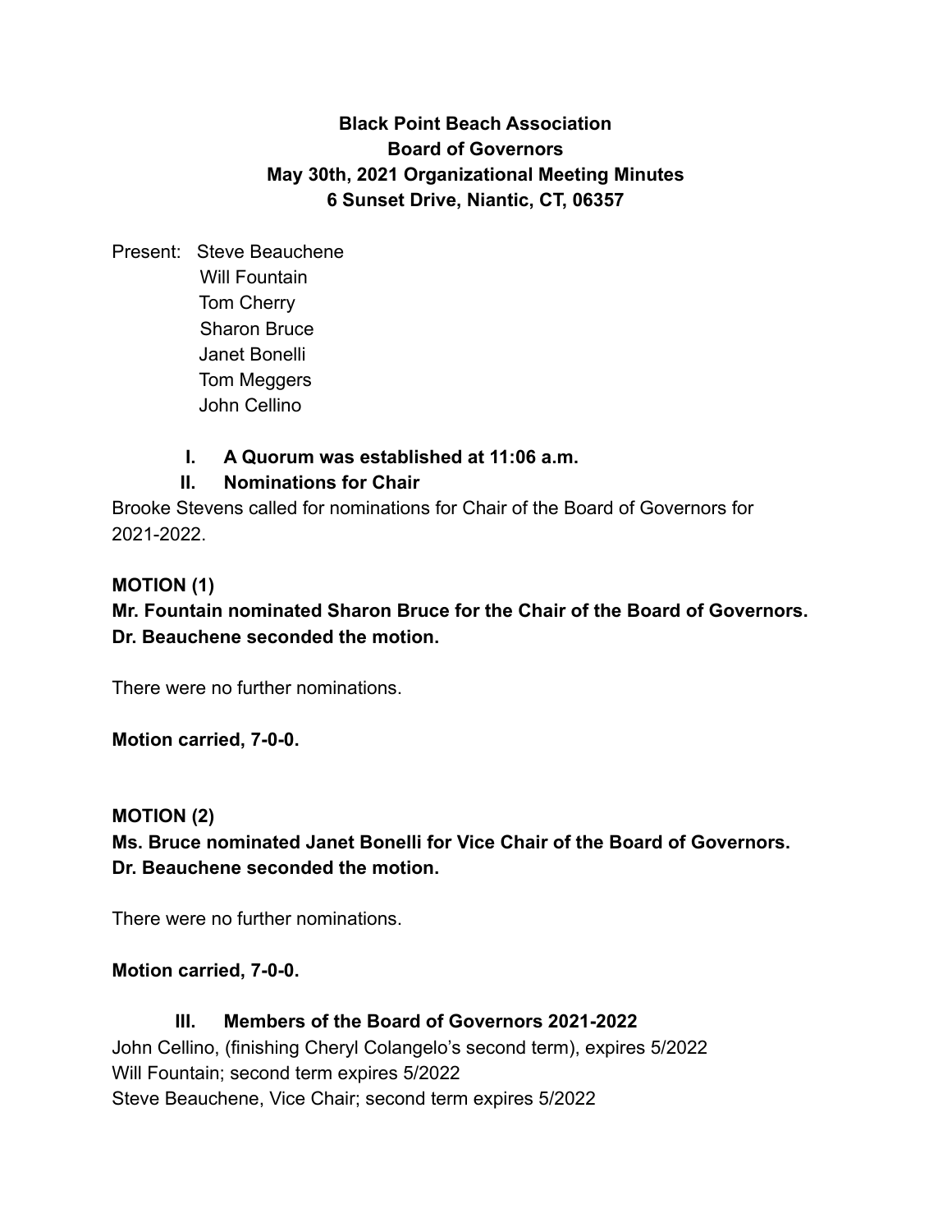# Black Point Beach Association
# Board of Governors
# May 30th, 2021 Organizational Meeting Minutes
# 6 Sunset Drive, Niantic, CT, 06357

Present: Steve Beauchene
Will Fountain
Tom Cherry
Sharon Bruce
Janet Bonelli
Tom Meggers
John Cellino

**I. A Quorum was established at 11:06 a.m.**

**II. Nominations for Chair**

Brooke Stevens called for nominations for Chair of the Board of Governors for 2021-2022.

**MOTION (1)**

**Mr. Fountain nominated Sharon Bruce for the Chair of the Board of Governors. Dr. Beauchene seconded the motion.**

There were no further nominations.

**Motion carried, 7-0-0.**

**MOTION (2)**

**Ms. Bruce nominated Janet Bonelli for Vice Chair of the Board of Governors. Dr. Beauchene seconded the motion.**

There were no further nominations.

**Motion carried, 7-0-0.**

**III. Members of the Board of Governors 2021-2022**

John Cellino, (finishing Cheryl Colangelo's second term), expires 5/2022
Will Fountain; second term expires 5/2022
Steve Beauchene, Vice Chair; second term expires 5/2022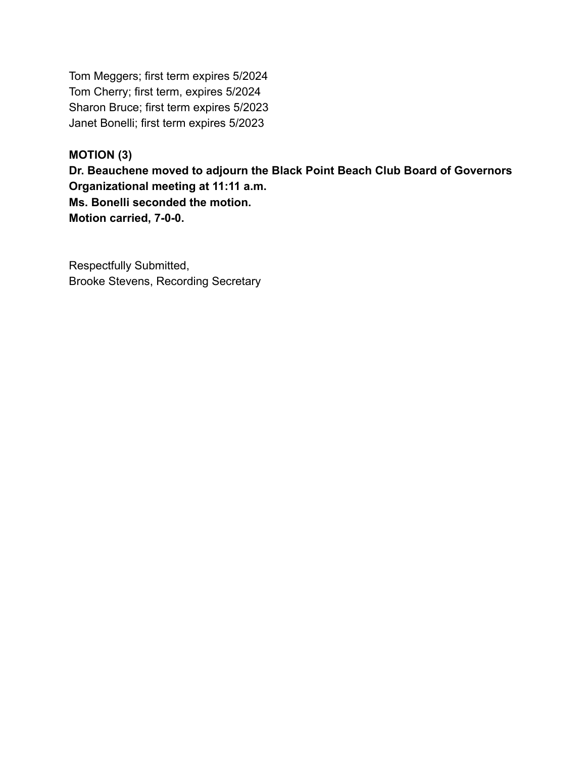Tom Meggers; first term expires 5/2024
Tom Cherry; first term, expires 5/2024
Sharon Bruce; first term expires 5/2023
Janet Bonelli; first term expires 5/2023

**MOTION (3)**
**Dr. Beauchene moved to adjourn the Black Point Beach Club Board of Governors Organizational meeting at 11:11 a.m.**
**Ms. Bonelli seconded the motion.**
**Motion carried, 7-0-0.**

Respectfully Submitted,
Brooke Stevens, Recording Secretary